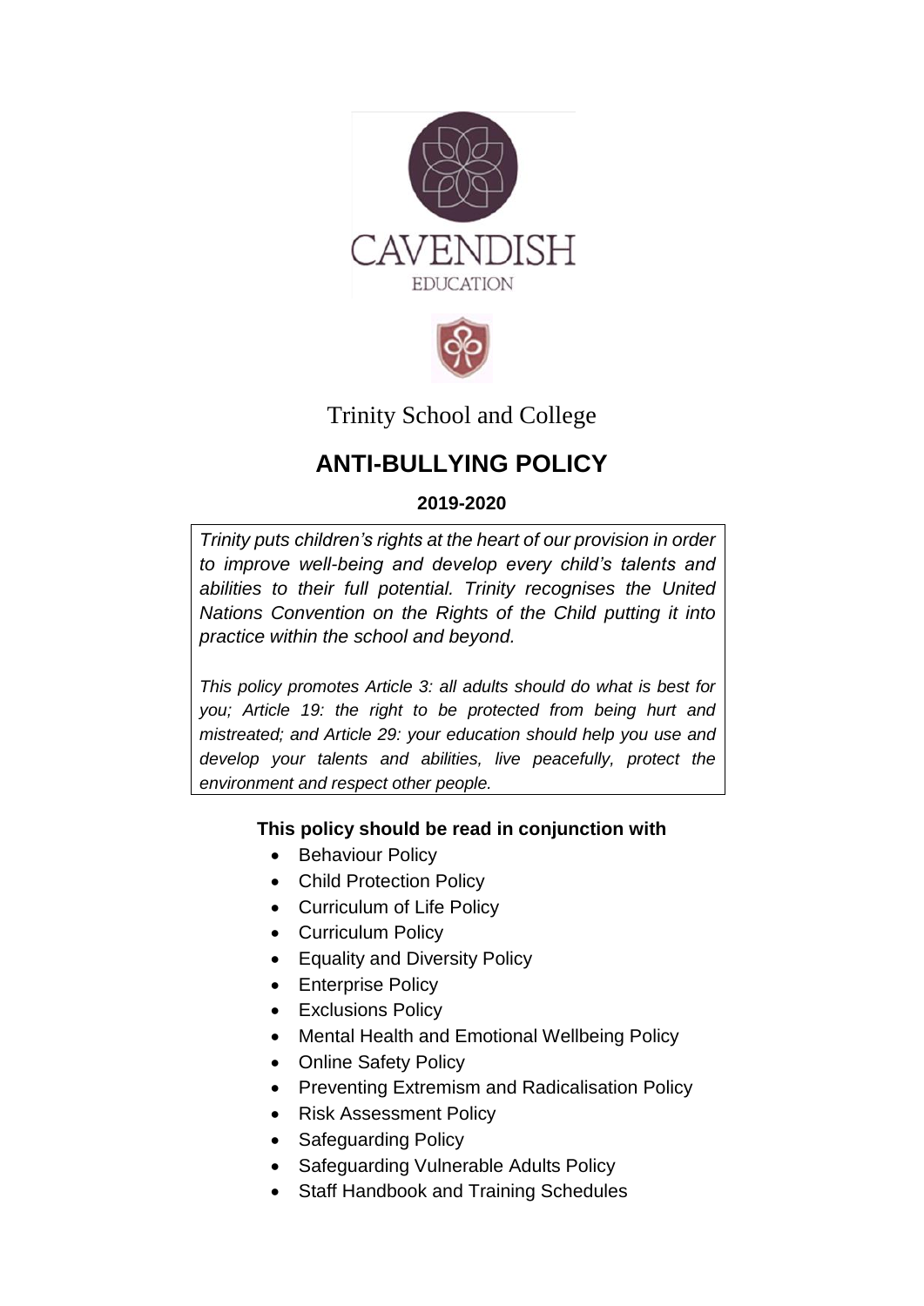CAVENDISH

EDUCATION

Trinity School and College

# ANTI-BULLYING POLICY

**2019-2020**

*Trinity puts children's rights at the heart of our provision in order to improve well-being and develop every child's talents and abilities to their full potential. Trinity recognises the United Nations Convention on the Rights of the Child putting it into practice within the school and beyond.*

*This policy promotes Article 3: all adults should do what is best for you; Article 19: the right to be protected from being hurt and mistreated; and Article 29: your education should help you use and develop your talents and abilities, live peacefully, protect the environment and respect other people.*

**This policy should be read in conjunction with**

- Behaviour Policy
- Child Protection Policy
- Curriculum of Life Policy
- Curriculum Policy
- Equality and Diversity Policy
- Enterprise Policy
- Exclusions Policy
- Mental Health and Emotional Wellbeing Policy
- Online Safety Policy
- Preventing Extremism and Radicalisation Policy
- Risk Assessment Policy
- Safeguarding Policy
- Safeguarding Vulnerable Adults Policy
- Staff Handbook and Training Schedules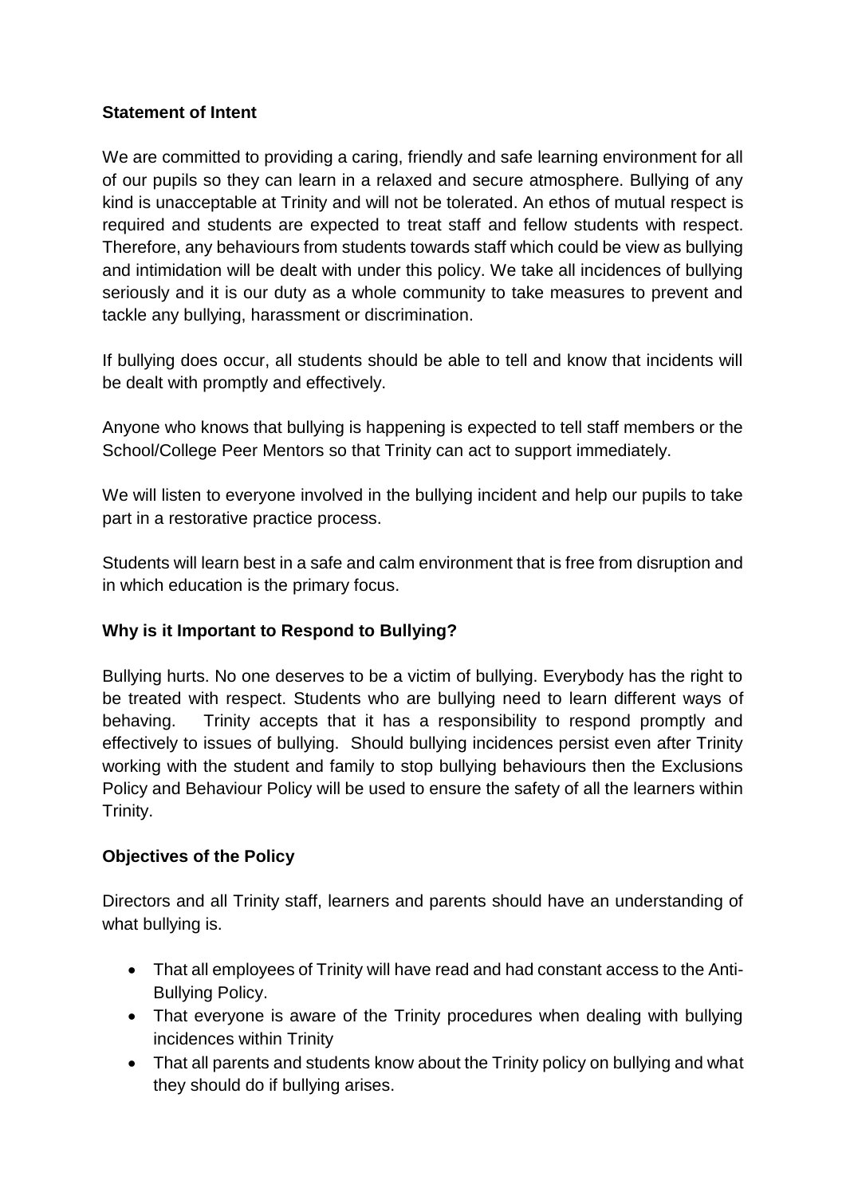**Statement of Intent**

We are committed to providing a caring, friendly and safe learning environment for all of our pupils so they can learn in a relaxed and secure atmosphere. Bullying of any kind is unacceptable at Trinity and will not be tolerated. An ethos of mutual respect is required and students are expected to treat staff and fellow students with respect. Therefore, any behaviours from students towards staff which could be view as bullying and intimidation will be dealt with under this policy. We take all incidences of bullying seriously and it is our duty as a whole community to take measures to prevent and tackle any bullying, harassment or discrimination.

If bullying does occur, all students should be able to tell and know that incidents will be dealt with promptly and effectively.

Anyone who knows that bullying is happening is expected to tell staff members or the School/College Peer Mentors so that Trinity can act to support immediately.

We will listen to everyone involved in the bullying incident and help our pupils to take part in a restorative practice process.

Students will learn best in a safe and calm environment that is free from disruption and in which education is the primary focus.

**Why is it Important to Respond to Bullying?**

Bullying hurts. No one deserves to be a victim of bullying. Everybody has the right to be treated with respect. Students who are bullying need to learn different ways of behaving. Trinity accepts that it has a responsibility to respond promptly and effectively to issues of bullying. Should bullying incidences persist even after Trinity working with the student and family to stop bullying behaviours then the Exclusions Policy and Behaviour Policy will be used to ensure the safety of all the learners within Trinity.

**Objectives of the Policy**

Directors and all Trinity staff, learners and parents should have an understanding of what bullying is.

- That all employees of Trinity will have read and had constant access to the Anti-Bullying Policy.
- That everyone is aware of the Trinity procedures when dealing with bullying incidences within Trinity
- That all parents and students know about the Trinity policy on bullying and what they should do if bullying arises.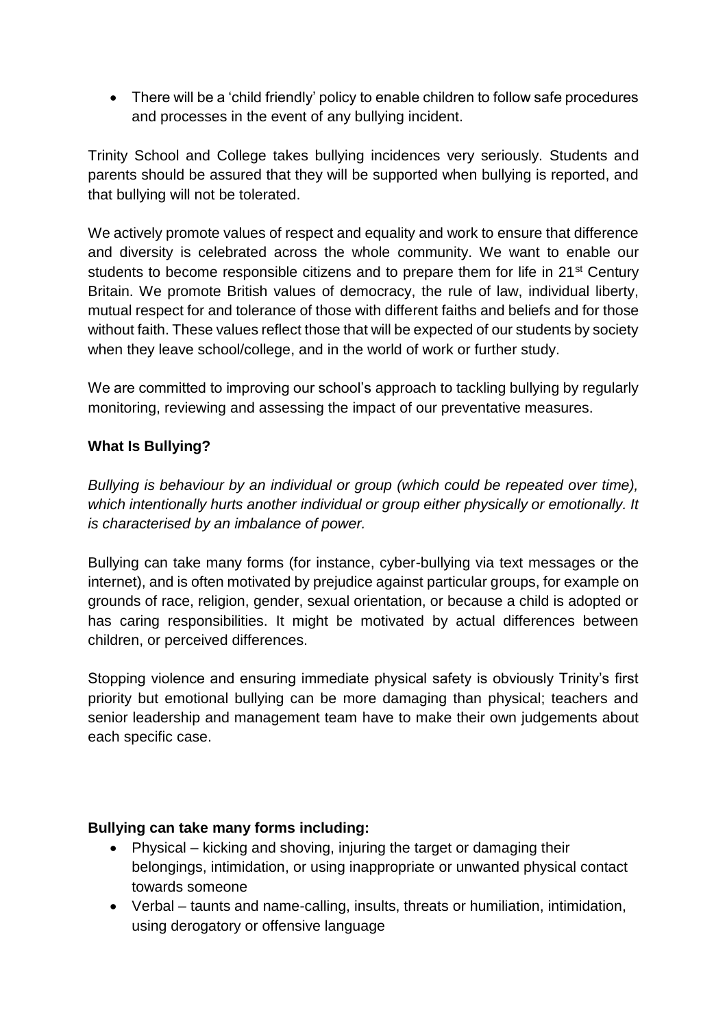- There will be a 'child friendly' policy to enable children to follow safe procedures and processes in the event of any bullying incident.

Trinity School and College takes bullying incidences very seriously. Students and parents should be assured that they will be supported when bullying is reported, and that bullying will not be tolerated.

We actively promote values of respect and equality and work to ensure that difference and diversity is celebrated across the whole community. We want to enable our students to become responsible citizens and to prepare them for life in 21st Century Britain. We promote British values of democracy, the rule of law, individual liberty, mutual respect for and tolerance of those with different faiths and beliefs and for those without faith. These values reflect those that will be expected of our students by society when they leave school/college, and in the world of work or further study.

We are committed to improving our school's approach to tackling bullying by regularly monitoring, reviewing and assessing the impact of our preventative measures.

**What Is Bullying?**

*Bullying is behaviour by an individual or group (which could be repeated over time), which intentionally hurts another individual or group either physically or emotionally. It is characterised by an imbalance of power.*

Bullying can take many forms (for instance, cyber-bullying via text messages or the internet), and is often motivated by prejudice against particular groups, for example on grounds of race, religion, gender, sexual orientation, or because a child is adopted or has caring responsibilities. It might be motivated by actual differences between children, or perceived differences.

Stopping violence and ensuring immediate physical safety is obviously Trinity's first priority but emotional bullying can be more damaging than physical; teachers and senior leadership and management team have to make their own judgements about each specific case.

**Bullying can take many forms including:**

- Physical – kicking and shoving, injuring the target or damaging their belongings, intimidation, or using inappropriate or unwanted physical contact towards someone
- Verbal – taunts and name-calling, insults, threats or humiliation, intimidation, using derogatory or offensive language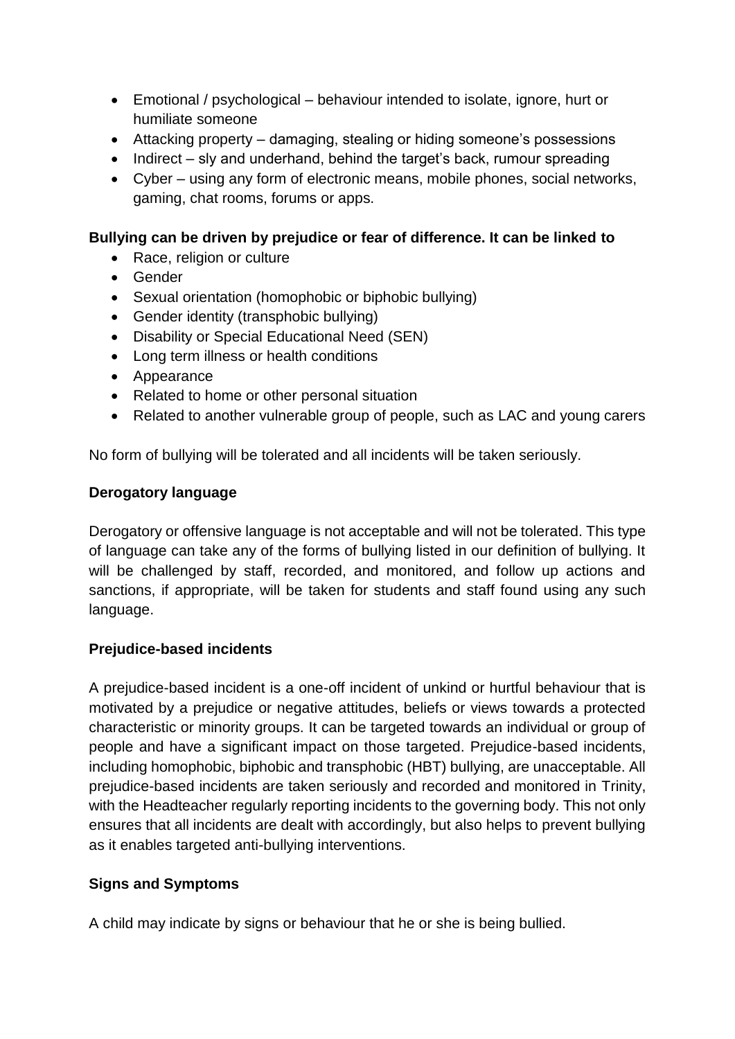- Emotional / psychological – behaviour intended to isolate, ignore, hurt or humiliate someone
- Attacking property – damaging, stealing or hiding someone's possessions
- Indirect – sly and underhand, behind the target's back, rumour spreading
- Cyber – using any form of electronic means, mobile phones, social networks, gaming, chat rooms, forums or apps.

**Bullying can be driven by prejudice or fear of difference. It can be linked to**

- Race, religion or culture
- Gender
- Sexual orientation (homophobic or biphobic bullying)
- Gender identity (transphobic bullying)
- Disability or Special Educational Need (SEN)
- Long term illness or health conditions
- Appearance
- Related to home or other personal situation
- Related to another vulnerable group of people, such as LAC and young carers

No form of bullying will be tolerated and all incidents will be taken seriously.

**Derogatory language**

Derogatory or offensive language is not acceptable and will not be tolerated. This type of language can take any of the forms of bullying listed in our definition of bullying. It will be challenged by staff, recorded, and monitored, and follow up actions and sanctions, if appropriate, will be taken for students and staff found using any such language.

**Prejudice-based incidents**

A prejudice-based incident is a one-off incident of unkind or hurtful behaviour that is motivated by a prejudice or negative attitudes, beliefs or views towards a protected characteristic or minority groups. It can be targeted towards an individual or group of people and have a significant impact on those targeted. Prejudice-based incidents, including homophobic, biphobic and transphobic (HBT) bullying, are unacceptable. All prejudice-based incidents are taken seriously and recorded and monitored in Trinity, with the Headteacher regularly reporting incidents to the governing body. This not only ensures that all incidents are dealt with accordingly, but also helps to prevent bullying as it enables targeted anti-bullying interventions.

**Signs and Symptoms**

A child may indicate by signs or behaviour that he or she is being bullied.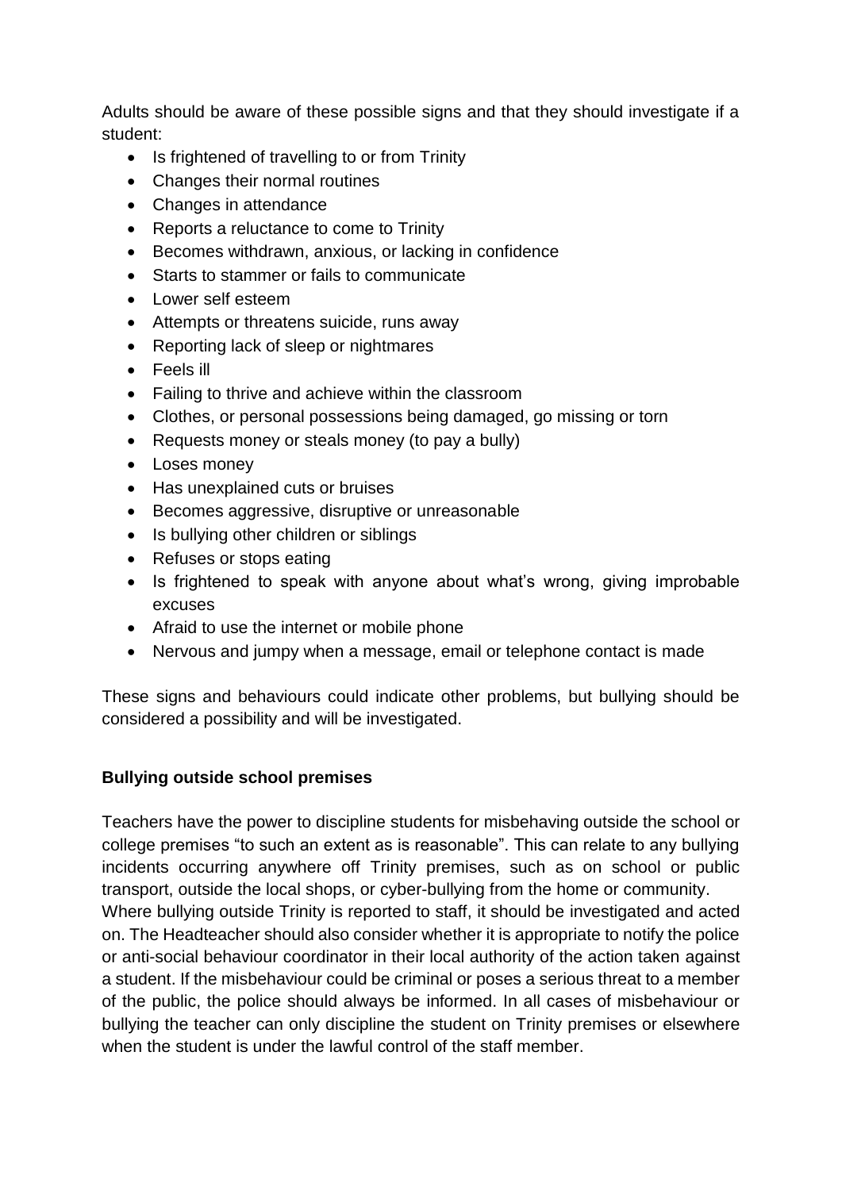Adults should be aware of these possible signs and that they should investigate if a student:

- Is frightened of travelling to or from Trinity
- Changes their normal routines
- Changes in attendance
- Reports a reluctance to come to Trinity
- Becomes withdrawn, anxious, or lacking in confidence
- Starts to stammer or fails to communicate
- Lower self esteem
- Attempts or threatens suicide, runs away
- Reporting lack of sleep or nightmares
- Feels ill
- Failing to thrive and achieve within the classroom
- Clothes, or personal possessions being damaged, go missing or torn
- Requests money or steals money (to pay a bully)
- Loses money
- Has unexplained cuts or bruises
- Becomes aggressive, disruptive or unreasonable
- Is bullying other children or siblings
- Refuses or stops eating
- Is frightened to speak with anyone about what's wrong, giving improbable excuses
- Afraid to use the internet or mobile phone
- Nervous and jumpy when a message, email or telephone contact is made

These signs and behaviours could indicate other problems, but bullying should be considered a possibility and will be investigated.

**Bullying outside school premises**

Teachers have the power to discipline students for misbehaving outside the school or college premises "to such an extent as is reasonable". This can relate to any bullying incidents occurring anywhere off Trinity premises, such as on school or public transport, outside the local shops, or cyber-bullying from the home or community.
Where bullying outside Trinity is reported to staff, it should be investigated and acted on. The Headteacher should also consider whether it is appropriate to notify the police or anti-social behaviour coordinator in their local authority of the action taken against a student. If the misbehaviour could be criminal or poses a serious threat to a member of the public, the police should always be informed. In all cases of misbehaviour or bullying the teacher can only discipline the student on Trinity premises or elsewhere when the student is under the lawful control of the staff member.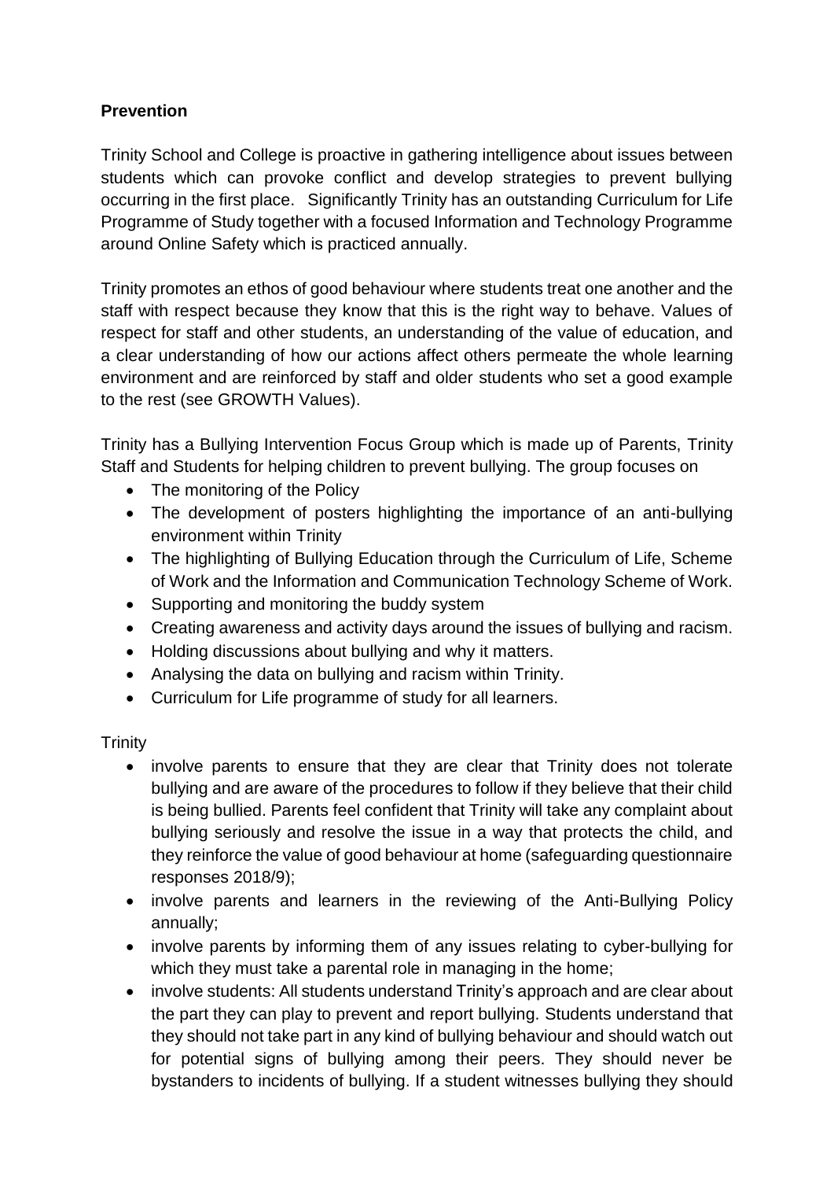**Prevention**

Trinity School and College is proactive in gathering intelligence about issues between students which can provoke conflict and develop strategies to prevent bullying occurring in the first place. Significantly Trinity has an outstanding Curriculum for Life Programme of Study together with a focused Information and Technology Programme around Online Safety which is practiced annually.

Trinity promotes an ethos of good behaviour where students treat one another and the staff with respect because they know that this is the right way to behave. Values of respect for staff and other students, an understanding of the value of education, and a clear understanding of how our actions affect others permeate the whole learning environment and are reinforced by staff and older students who set a good example to the rest (see GROWTH Values).

Trinity has a Bullying Intervention Focus Group which is made up of Parents, Trinity Staff and Students for helping children to prevent bullying. The group focuses on

- The monitoring of the Policy
- The development of posters highlighting the importance of an anti-bullying environment within Trinity
- The highlighting of Bullying Education through the Curriculum of Life, Scheme of Work and the Information and Communication Technology Scheme of Work.
- Supporting and monitoring the buddy system
- Creating awareness and activity days around the issues of bullying and racism.
- Holding discussions about bullying and why it matters.
- Analysing the data on bullying and racism within Trinity.
- Curriculum for Life programme of study for all learners.

Trinity

- involve parents to ensure that they are clear that Trinity does not tolerate bullying and are aware of the procedures to follow if they believe that their child is being bullied. Parents feel confident that Trinity will take any complaint about bullying seriously and resolve the issue in a way that protects the child, and they reinforce the value of good behaviour at home (safeguarding questionnaire responses 2018/9);
- involve parents and learners in the reviewing of the Anti-Bullying Policy annually;
- involve parents by informing them of any issues relating to cyber-bullying for which they must take a parental role in managing in the home;
- involve students: All students understand Trinity's approach and are clear about the part they can play to prevent and report bullying. Students understand that they should not take part in any kind of bullying behaviour and should watch out for potential signs of bullying among their peers. They should never be bystanders to incidents of bullying. If a student witnesses bullying they should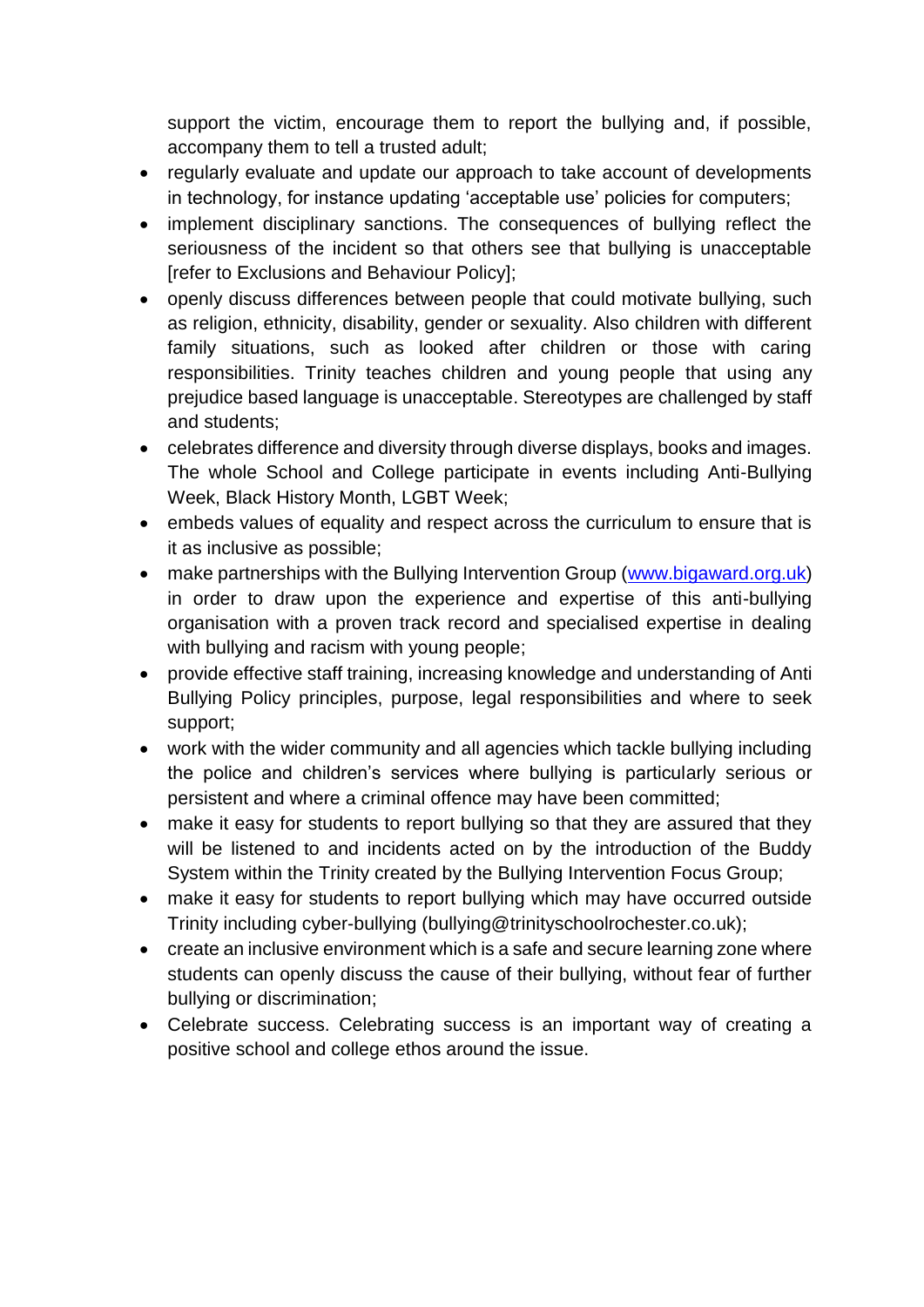support the victim, encourage them to report the bullying and, if possible, accompany them to tell a trusted adult;

- regularly evaluate and update our approach to take account of developments in technology, for instance updating 'acceptable use' policies for computers;
- implement disciplinary sanctions. The consequences of bullying reflect the seriousness of the incident so that others see that bullying is unacceptable [refer to Exclusions and Behaviour Policy];
- openly discuss differences between people that could motivate bullying, such as religion, ethnicity, disability, gender or sexuality. Also children with different family situations, such as looked after children or those with caring responsibilities. Trinity teaches children and young people that using any prejudice based language is unacceptable. Stereotypes are challenged by staff and students;
- celebrates difference and diversity through diverse displays, books and images. The whole School and College participate in events including Anti-Bullying Week, Black History Month, LGBT Week;
- embeds values of equality and respect across the curriculum to ensure that is it as inclusive as possible;
- make partnerships with the Bullying Intervention Group ([www.bigaward.org.uk](www.bigaward.org.uk)) in order to draw upon the experience and expertise of this anti-bullying organisation with a proven track record and specialised expertise in dealing with bullying and racism with young people;
- provide effective staff training, increasing knowledge and understanding of Anti Bullying Policy principles, purpose, legal responsibilities and where to seek support;
- work with the wider community and all agencies which tackle bullying including the police and children's services where bullying is particularly serious or persistent and where a criminal offence may have been committed;
- make it easy for students to report bullying so that they are assured that they will be listened to and incidents acted on by the introduction of the Buddy System within the Trinity created by the Bullying Intervention Focus Group;
- make it easy for students to report bullying which may have occurred outside Trinity including cyber-bullying (bullying@trinityschoolrochester.co.uk);
- create an inclusive environment which is a safe and secure learning zone where students can openly discuss the cause of their bullying, without fear of further bullying or discrimination;
- Celebrate success. Celebrating success is an important way of creating a positive school and college ethos around the issue.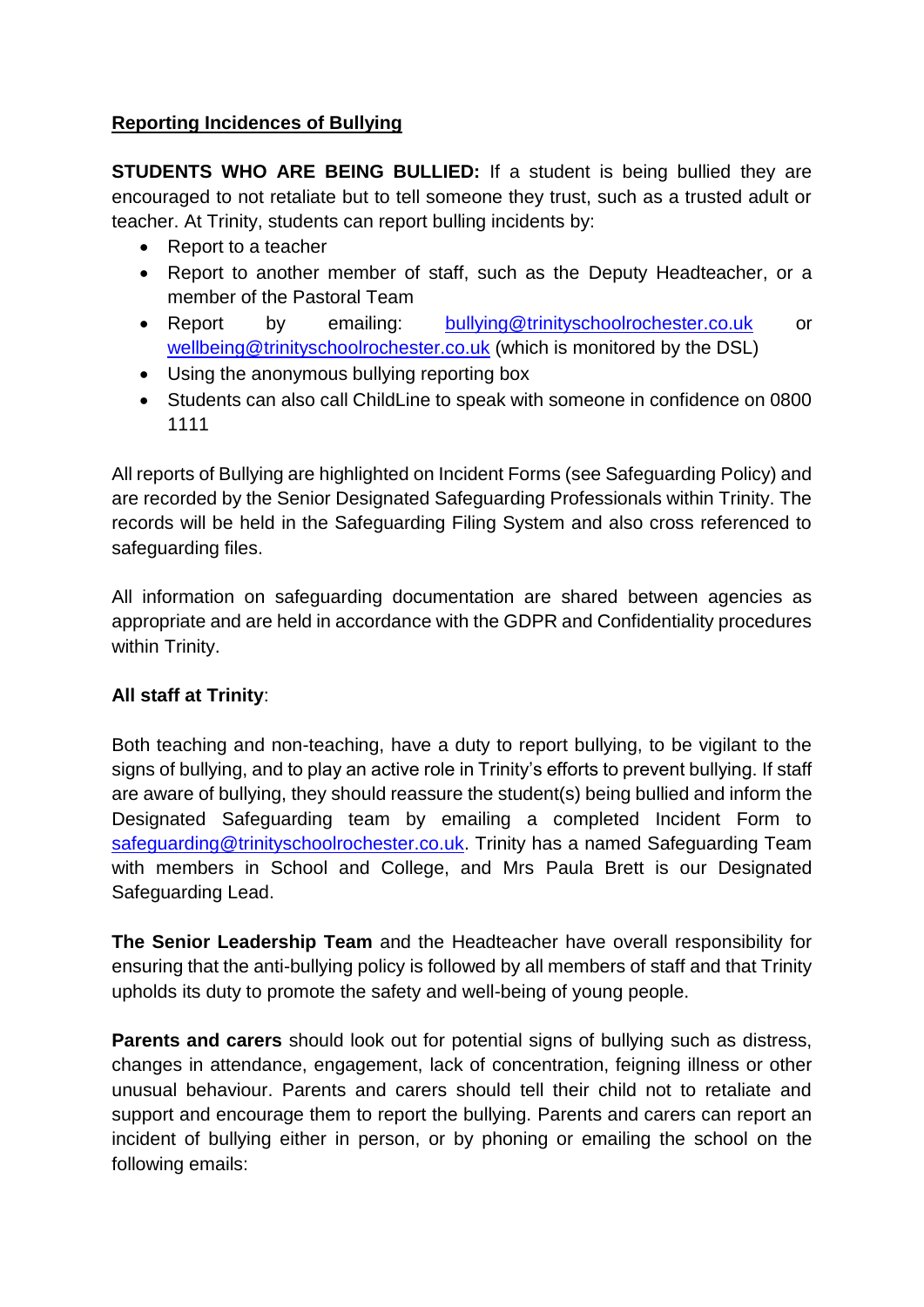**Reporting Incidences of Bullying**

**STUDENTS WHO ARE BEING BULLIED:** If a student is being bullied they are encouraged to not retaliate but to tell someone they trust, such as a trusted adult or teacher. At Trinity, students can report bulling incidents by:

- Report to a teacher
- Report to another member of staff, such as the Deputy Headteacher, or a member of the Pastoral Team
- Report by emailing: bullying@trinityschoolrochester.co.uk or wellbeing@trinityschoolrochester.co.uk (which is monitored by the DSL)
- Using the anonymous bullying reporting box
- Students can also call ChildLine to speak with someone in confidence on 0800 1111

All reports of Bullying are highlighted on Incident Forms (see Safeguarding Policy) and are recorded by the Senior Designated Safeguarding Professionals within Trinity. The records will be held in the Safeguarding Filing System and also cross referenced to safeguarding files.

All information on safeguarding documentation are shared between agencies as appropriate and are held in accordance with the GDPR and Confidentiality procedures within Trinity.

**All staff at Trinity**:

Both teaching and non-teaching, have a duty to report bullying, to be vigilant to the signs of bullying, and to play an active role in Trinity's efforts to prevent bullying. If staff are aware of bullying, they should reassure the student(s) being bullied and inform the Designated Safeguarding team by emailing a completed Incident Form to safeguarding@trinityschoolrochester.co.uk. Trinity has a named Safeguarding Team with members in School and College, and Mrs Paula Brett is our Designated Safeguarding Lead.

**The Senior Leadership Team** and the Headteacher have overall responsibility for ensuring that the anti-bullying policy is followed by all members of staff and that Trinity upholds its duty to promote the safety and well-being of young people.

**Parents and carers** should look out for potential signs of bullying such as distress, changes in attendance, engagement, lack of concentration, feigning illness or other unusual behaviour. Parents and carers should tell their child not to retaliate and support and encourage them to report the bullying. Parents and carers can report an incident of bullying either in person, or by phoning or emailing the school on the following emails: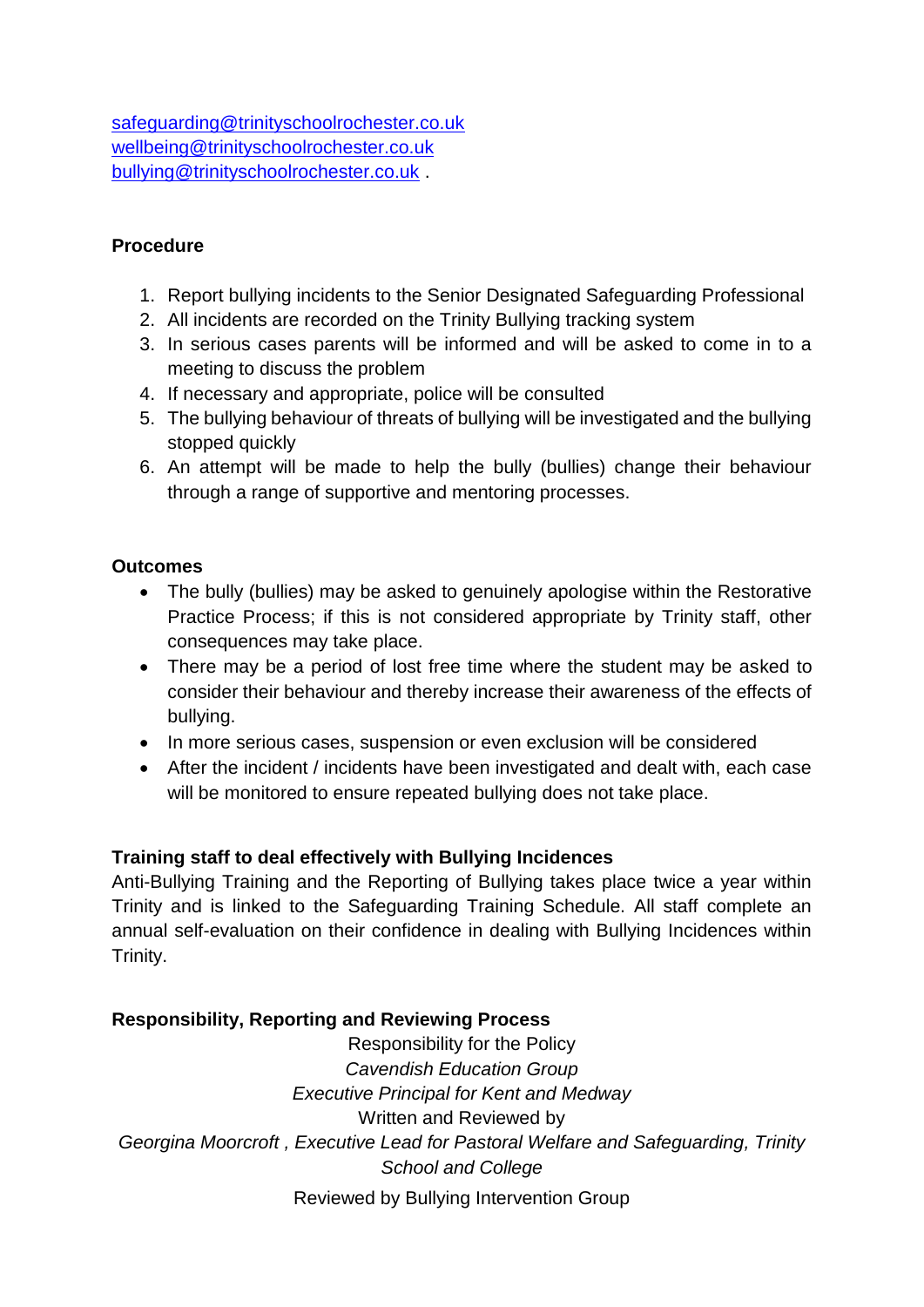safeguarding@trinityschoolrochester.co.uk
wellbeing@trinityschoolrochester.co.uk
bullying@trinityschoolrochester.co.uk .

**Procedure**

1. Report bullying incidents to the Senior Designated Safeguarding Professional
2. All incidents are recorded on the Trinity Bullying tracking system
3. In serious cases parents will be informed and will be asked to come in to a meeting to discuss the problem
4. If necessary and appropriate, police will be consulted
5. The bullying behaviour of threats of bullying will be investigated and the bullying stopped quickly
6. An attempt will be made to help the bully (bullies) change their behaviour through a range of supportive and mentoring processes.

**Outcomes**

- The bully (bullies) may be asked to genuinely apologise within the Restorative Practice Process; if this is not considered appropriate by Trinity staff, other consequences may take place.
- There may be a period of lost free time where the student may be asked to consider their behaviour and thereby increase their awareness of the effects of bullying.
- In more serious cases, suspension or even exclusion will be considered
- After the incident / incidents have been investigated and dealt with, each case will be monitored to ensure repeated bullying does not take place.

**Training staff to deal effectively with Bullying Incidences**

Anti-Bullying Training and the Reporting of Bullying takes place twice a year within Trinity and is linked to the Safeguarding Training Schedule. All staff complete an annual self-evaluation on their confidence in dealing with Bullying Incidences within Trinity.

**Responsibility, Reporting and Reviewing Process**

Responsibility for the Policy

*Cavendish Education Group*

*Executive Principal for Kent and Medway*

Written and Reviewed by

*Georgina Moorcroft , Executive Lead for Pastoral Welfare and Safeguarding, Trinity School and College*

Reviewed by Bullying Intervention Group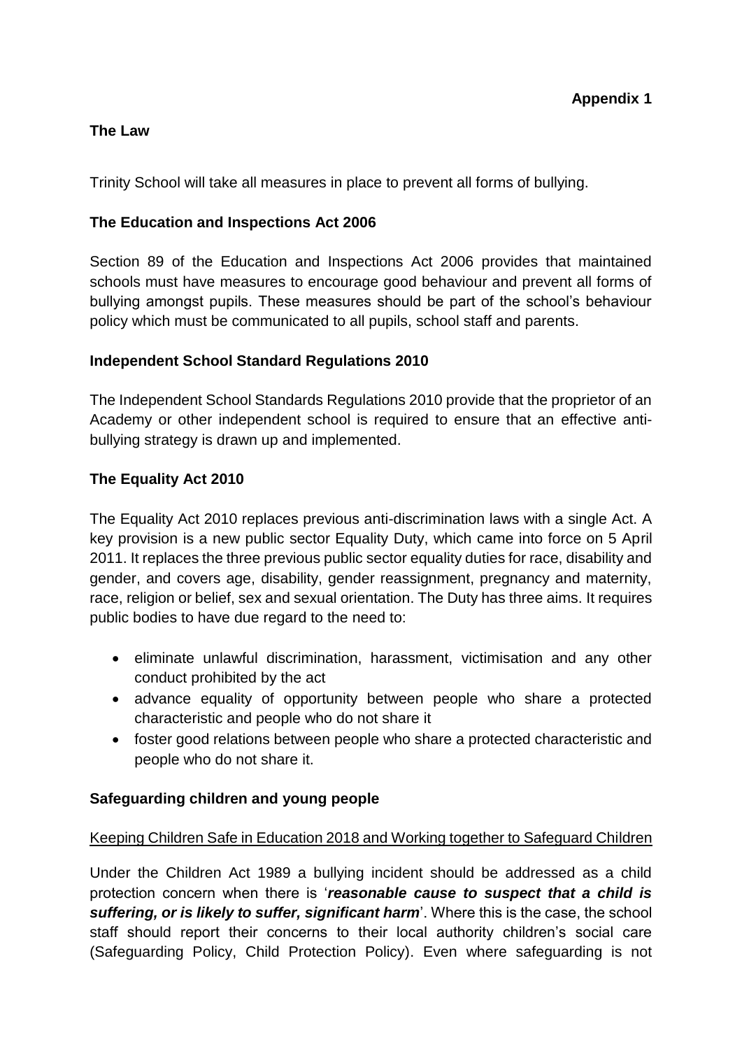**Appendix 1**

**The Law**

Trinity School will take all measures in place to prevent all forms of bullying.

**The Education and Inspections Act 2006**

Section 89 of the Education and Inspections Act 2006 provides that maintained schools must have measures to encourage good behaviour and prevent all forms of bullying amongst pupils. These measures should be part of the school's behaviour policy which must be communicated to all pupils, school staff and parents.

**Independent School Standard Regulations 2010**

The Independent School Standards Regulations 2010 provide that the proprietor of an Academy or other independent school is required to ensure that an effective anti-bullying strategy is drawn up and implemented.

**The Equality Act 2010**

The Equality Act 2010 replaces previous anti-discrimination laws with a single Act. A key provision is a new public sector Equality Duty, which came into force on 5 April 2011. It replaces the three previous public sector equality duties for race, disability and gender, and covers age, disability, gender reassignment, pregnancy and maternity, race, religion or belief, sex and sexual orientation. The Duty has three aims. It requires public bodies to have due regard to the need to:

- eliminate unlawful discrimination, harassment, victimisation and any other conduct prohibited by the act
- advance equality of opportunity between people who share a protected characteristic and people who do not share it
- foster good relations between people who share a protected characteristic and people who do not share it.

**Safeguarding children and young people**

<u>Keeping Children Safe in Education 2018 and Working together to Safeguard Children</u>

Under the Children Act 1989 a bullying incident should be addressed as a child protection concern when there is '***reasonable cause to suspect that a child is suffering, or is likely to suffer, significant harm***'. Where this is the case, the school staff should report their concerns to their local authority children's social care (Safeguarding Policy, Child Protection Policy). Even where safeguarding is not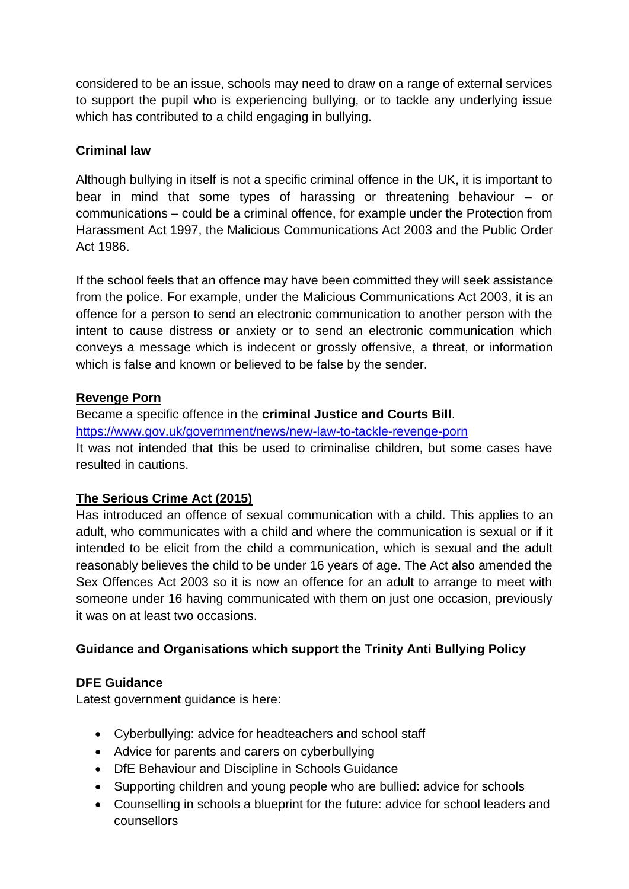considered to be an issue, schools may need to draw on a range of external services to support the pupil who is experiencing bullying, or to tackle any underlying issue which has contributed to a child engaging in bullying.

**Criminal law**

Although bullying in itself is not a specific criminal offence in the UK, it is important to bear in mind that some types of harassing or threatening behaviour – or communications – could be a criminal offence, for example under the Protection from Harassment Act 1997, the Malicious Communications Act 2003 and the Public Order Act 1986.

If the school feels that an offence may have been committed they will seek assistance from the police. For example, under the Malicious Communications Act 2003, it is an offence for a person to send an electronic communication to another person with the intent to cause distress or anxiety or to send an electronic communication which conveys a message which is indecent or grossly offensive, a threat, or information which is false and known or believed to be false by the sender.

**<u>Revenge Porn</u>**

Became a specific offence in the **criminal Justice and Courts Bill**.
[https://www.gov.uk/government/news/new-law-to-tackle-revenge-porn](https://www.gov.uk/government/news/new-law-to-tackle-revenge-porn)
It was not intended that this be used to criminalise children, but some cases have resulted in cautions.

**<u>The Serious Crime Act (2015)</u>**

Has introduced an offence of sexual communication with a child. This applies to an adult, who communicates with a child and where the communication is sexual or if it intended to be elicit from the child a communication, which is sexual and the adult reasonably believes the child to be under 16 years of age. The Act also amended the Sex Offences Act 2003 so it is now an offence for an adult to arrange to meet with someone under 16 having communicated with them on just one occasion, previously it was on at least two occasions.

**Guidance and Organisations which support the Trinity Anti Bullying Policy**

**DFE Guidance**

Latest government guidance is here:

- Cyberbullying: advice for headteachers and school staff
- Advice for parents and carers on cyberbullying
- DfE Behaviour and Discipline in Schools Guidance
- Supporting children and young people who are bullied: advice for schools
- Counselling in schools a blueprint for the future: advice for school leaders and counsellors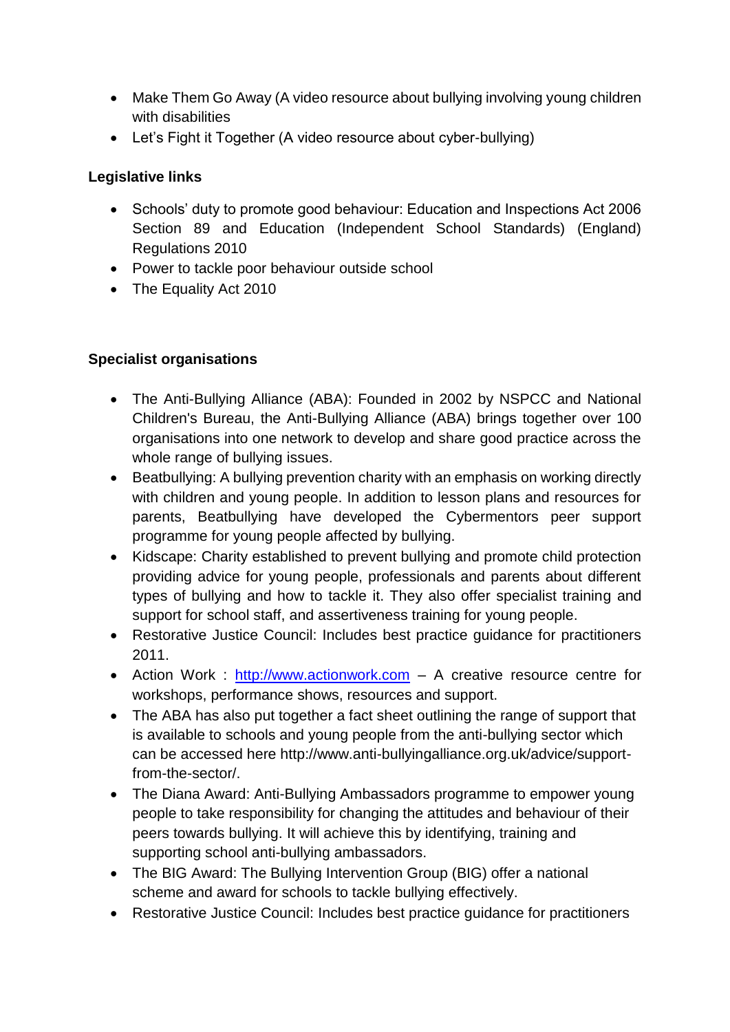- Make Them Go Away (A video resource about bullying involving young children with disabilities
- Let's Fight it Together (A video resource about cyber-bullying)

**Legislative links**

- Schools' duty to promote good behaviour: Education and Inspections Act 2006 Section 89 and Education (Independent School Standards) (England) Regulations 2010
- Power to tackle poor behaviour outside school
- The Equality Act 2010

**Specialist organisations**

- The Anti-Bullying Alliance (ABA): Founded in 2002 by NSPCC and National Children's Bureau, the Anti-Bullying Alliance (ABA) brings together over 100 organisations into one network to develop and share good practice across the whole range of bullying issues.
- Beatbullying: A bullying prevention charity with an emphasis on working directly with children and young people. In addition to lesson plans and resources for parents, Beatbullying have developed the Cybermentors peer support programme for young people affected by bullying.
- Kidscape: Charity established to prevent bullying and promote child protection providing advice for young people, professionals and parents about different types of bullying and how to tackle it. They also offer specialist training and support for school staff, and assertiveness training for young people.
- Restorative Justice Council: Includes best practice guidance for practitioners 2011.
- Action Work : [http://www.actionwork.com](http://www.actionwork.com) – A creative resource centre for workshops, performance shows, resources and support.
- The ABA has also put together a fact sheet outlining the range of support that is available to schools and young people from the anti-bullying sector which can be accessed here http://www.anti-bullyingalliance.org.uk/advice/support-from-the-sector/.
- The Diana Award: Anti-Bullying Ambassadors programme to empower young people to take responsibility for changing the attitudes and behaviour of their peers towards bullying. It will achieve this by identifying, training and supporting school anti-bullying ambassadors.
- The BIG Award: The Bullying Intervention Group (BIG) offer a national scheme and award for schools to tackle bullying effectively.
- Restorative Justice Council: Includes best practice guidance for practitioners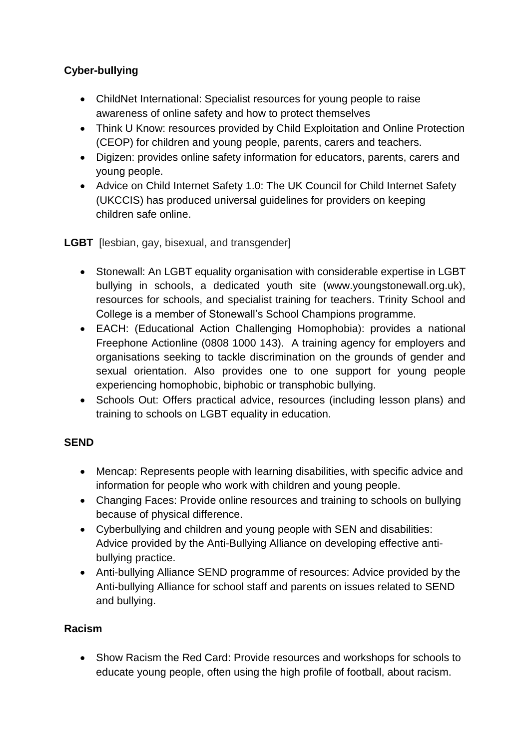**Cyber-bullying**

- ChildNet International: Specialist resources for young people to raise awareness of online safety and how to protect themselves
- Think U Know: resources provided by Child Exploitation and Online Protection (CEOP) for children and young people, parents, carers and teachers.
- Digizen: provides online safety information for educators, parents, carers and young people.
- Advice on Child Internet Safety 1.0: The UK Council for Child Internet Safety (UKCCIS) has produced universal guidelines for providers on keeping children safe online.

**LGBT** [lesbian, gay, bisexual, and transgender]

- Stonewall: An LGBT equality organisation with considerable expertise in LGBT bullying in schools, a dedicated youth site (www.youngstonewall.org.uk), resources for schools, and specialist training for teachers. Trinity School and College is a member of Stonewall's School Champions programme.
- EACH: (Educational Action Challenging Homophobia): provides a national Freephone Actionline (0808 1000 143). A training agency for employers and organisations seeking to tackle discrimination on the grounds of gender and sexual orientation. Also provides one to one support for young people experiencing homophobic, biphobic or transphobic bullying.
- Schools Out: Offers practical advice, resources (including lesson plans) and training to schools on LGBT equality in education.

**SEND**

- Mencap: Represents people with learning disabilities, with specific advice and information for people who work with children and young people.
- Changing Faces: Provide online resources and training to schools on bullying because of physical difference.
- Cyberbullying and children and young people with SEN and disabilities: Advice provided by the Anti-Bullying Alliance on developing effective anti-bullying practice.
- Anti-bullying Alliance SEND programme of resources: Advice provided by the Anti-bullying Alliance for school staff and parents on issues related to SEND and bullying.

**Racism**

- Show Racism the Red Card: Provide resources and workshops for schools to educate young people, often using the high profile of football, about racism.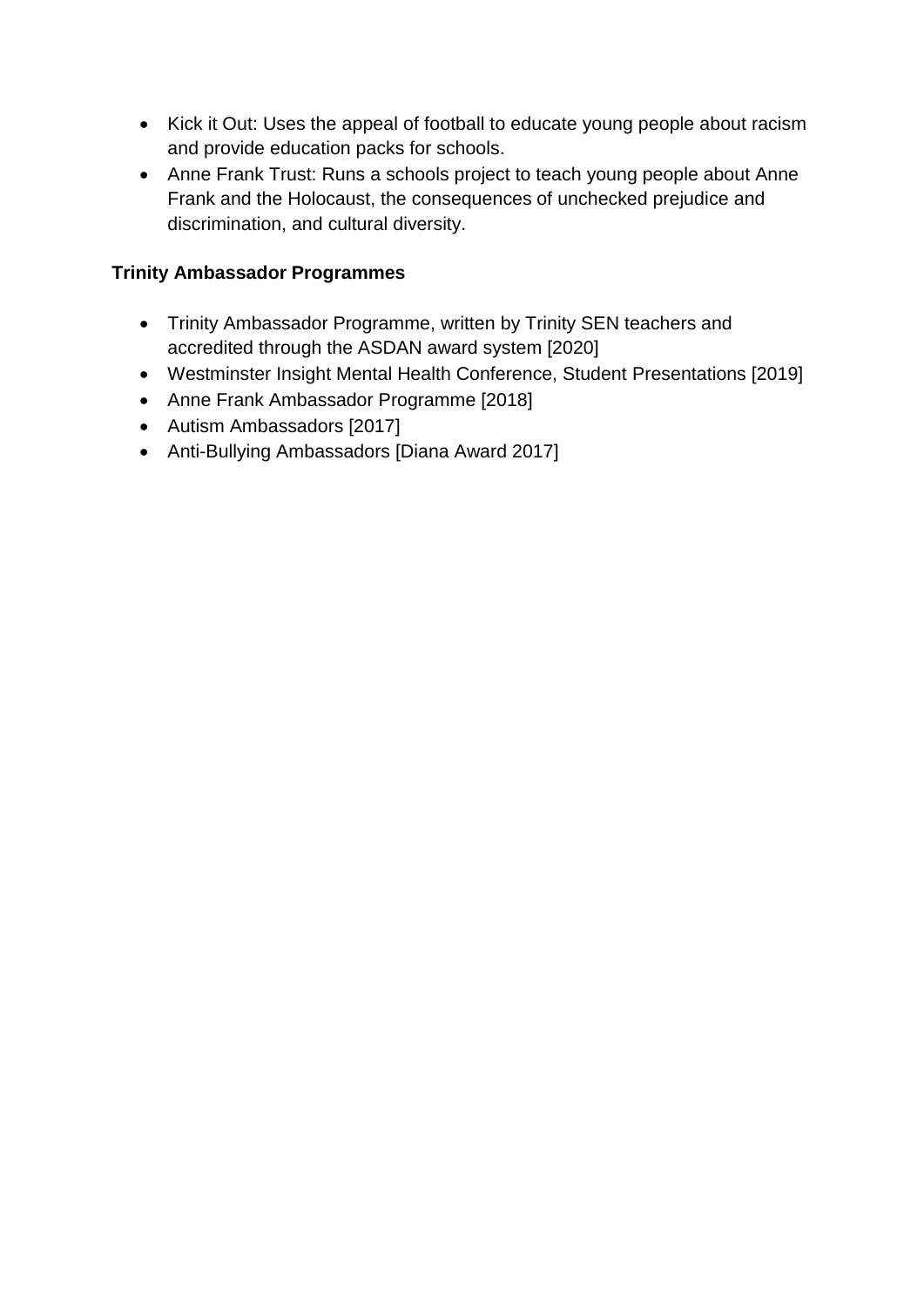- Kick it Out: Uses the appeal of football to educate young people about racism and provide education packs for schools.
- Anne Frank Trust: Runs a schools project to teach young people about Anne Frank and the Holocaust, the consequences of unchecked prejudice and discrimination, and cultural diversity.

**Trinity Ambassador Programmes**

- Trinity Ambassador Programme, written by Trinity SEN teachers and accredited through the ASDAN award system [2020]
- Westminster Insight Mental Health Conference, Student Presentations [2019]
- Anne Frank Ambassador Programme [2018]
- Autism Ambassadors [2017]
- Anti-Bullying Ambassadors [Diana Award 2017]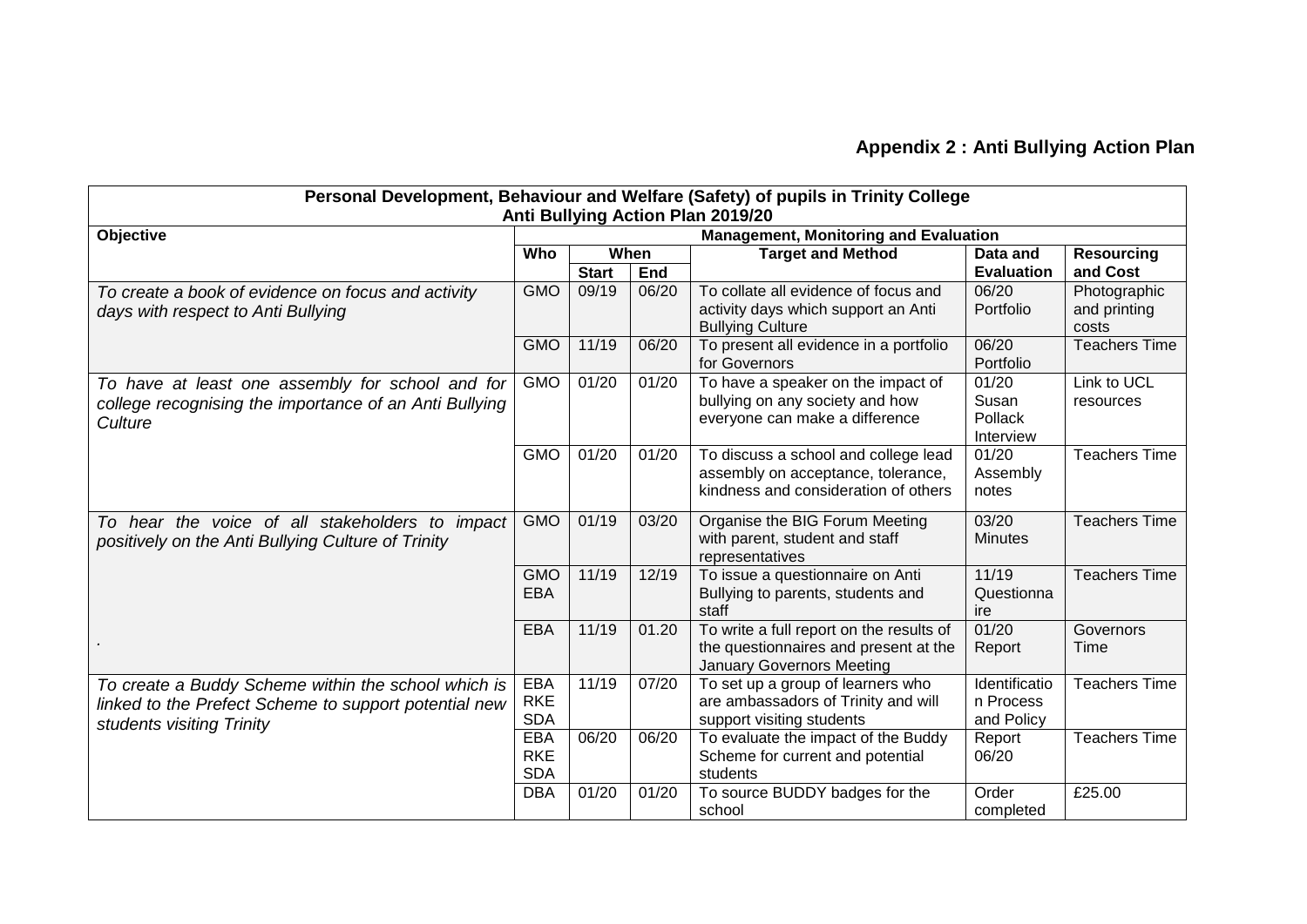## Appendix 2 : Anti Bullying Action Plan

| Personal Development, Behaviour and Welfare (Safety) of pupils in Trinity College<br>Anti Bullying Action Plan 2019/20 | | | | | | |
|---|---|---|---|---|---|---|
| **Objective** | **Management, Monitoring and Evaluation** | | | | | |
| | **Who** | **When** | | **Target and Method** | **Data and Evaluation** | **Resourcing and Cost** |
| | | **Start** | **End** | | | |
| *To create a book of evidence on focus and activity days with respect to Anti Bullying* | GMO | 09/19 | 06/20 | To collate all evidence of focus and activity days which support an Anti Bullying Culture | 06/20 Portfolio | Photographic and printing costs |
| | GMO | 11/19 | 06/20 | To present all evidence in a portfolio for Governors | 06/20 Portfolio | Teachers Time |
| *To have at least one assembly for school and for college recognising the importance of an Anti Bullying Culture* | GMO | 01/20 | 01/20 | To have a speaker on the impact of bullying on any society and how everyone can make a difference | 01/20 Susan Pollack Interview | Link to UCL resources |
| | GMO | 01/20 | 01/20 | To discuss a school and college lead assembly on acceptance, tolerance, kindness and consideration of others | 01/20 Assembly notes | Teachers Time |
| *To hear the voice of all stakeholders to impact positively on the Anti Bullying Culture of Trinity* | GMO | 01/19 | 03/20 | Organise the BIG Forum Meeting with parent, student and staff representatives | 03/20 Minutes | Teachers Time |
| | GMO EBA | 11/19 | 12/19 | To issue a questionnaire on Anti Bullying to parents, students and staff | 11/19 Questionnaire | Teachers Time |
| . | EBA | 11/19 | 01.20 | To write a full report on the results of the questionnaires and present at the January Governors Meeting | 01/20 Report | Governors Time |
| *To create a Buddy Scheme within the school which is linked to the Prefect Scheme to support potential new students visiting Trinity* | EBA RKE SDA | 11/19 | 07/20 | To set up a group of learners who are ambassadors of Trinity and will support visiting students | Identification Process and Policy | Teachers Time |
| | EBA RKE SDA | 06/20 | 06/20 | To evaluate the impact of the Buddy Scheme for current and potential students | Report 06/20 | Teachers Time |
| | DBA | 01/20 | 01/20 | To source BUDDY badges for the school | Order completed | £25.00 |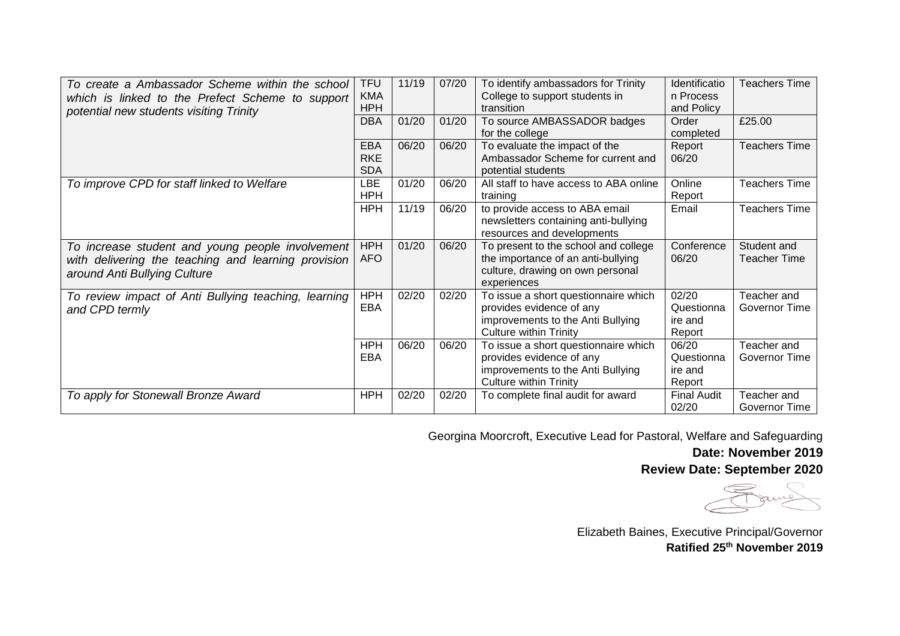| | | | | | | |
|---|---|---|---|---|---|---|
| *To create a Ambassador Scheme within the school which is linked to the Prefect Scheme to support potential new students visiting Trinity* | TFU KMA HPH | 11/19 | 07/20 | To identify ambassadors for Trinity College to support students in transition | Identification Process and Policy | Teachers Time |
| | DBA | 01/20 | 01/20 | To source AMBASSADOR badges for the college | Order completed | £25.00 |
| | EBA RKE SDA | 06/20 | 06/20 | To evaluate the impact of the Ambassador Scheme for current and potential students | Report 06/20 | Teachers Time |
| *To improve CPD for staff linked to Welfare* | LBE HPH | 01/20 | 06/20 | All staff to have access to ABA online training | Online Report | Teachers Time |
| | HPH | 11/19 | 06/20 | to provide access to ABA email newsletters containing anti-bullying resources and developments | Email | Teachers Time |
| *To increase student and young people involvement with delivering the teaching and learning provision around Anti Bullying Culture* | HPH AFO | 01/20 | 06/20 | To present to the school and college the importance of an anti-bullying culture, drawing on own personal experiences | Conference 06/20 | Student and Teacher Time |
| *To review impact of Anti Bullying teaching, learning and CPD termly* | HPH EBA | 02/20 | 02/20 | To issue a short questionnaire which provides evidence of any improvements to the Anti Bullying Culture within Trinity | 02/20 Questionnaire and Report | Teacher and Governor Time |
| | HPH EBA | 06/20 | 06/20 | To issue a short questionnaire which provides evidence of any improvements to the Anti Bullying Culture within Trinity | 06/20 Questionnaire and Report | Teacher and Governor Time |
| *To apply for Stonewall Bronze Award* | HPH | 02/20 | 02/20 | To complete final audit for award | Final Audit 02/20 | Teacher and Governor Time |

Georgina Moorcroft, Executive Lead for Pastoral, Welfare and Safeguarding

**Date: November 2019**

**Review Date: September 2020**

Elizabeth Baines, Executive Principal/Governor

**Ratified 25th November 2019**